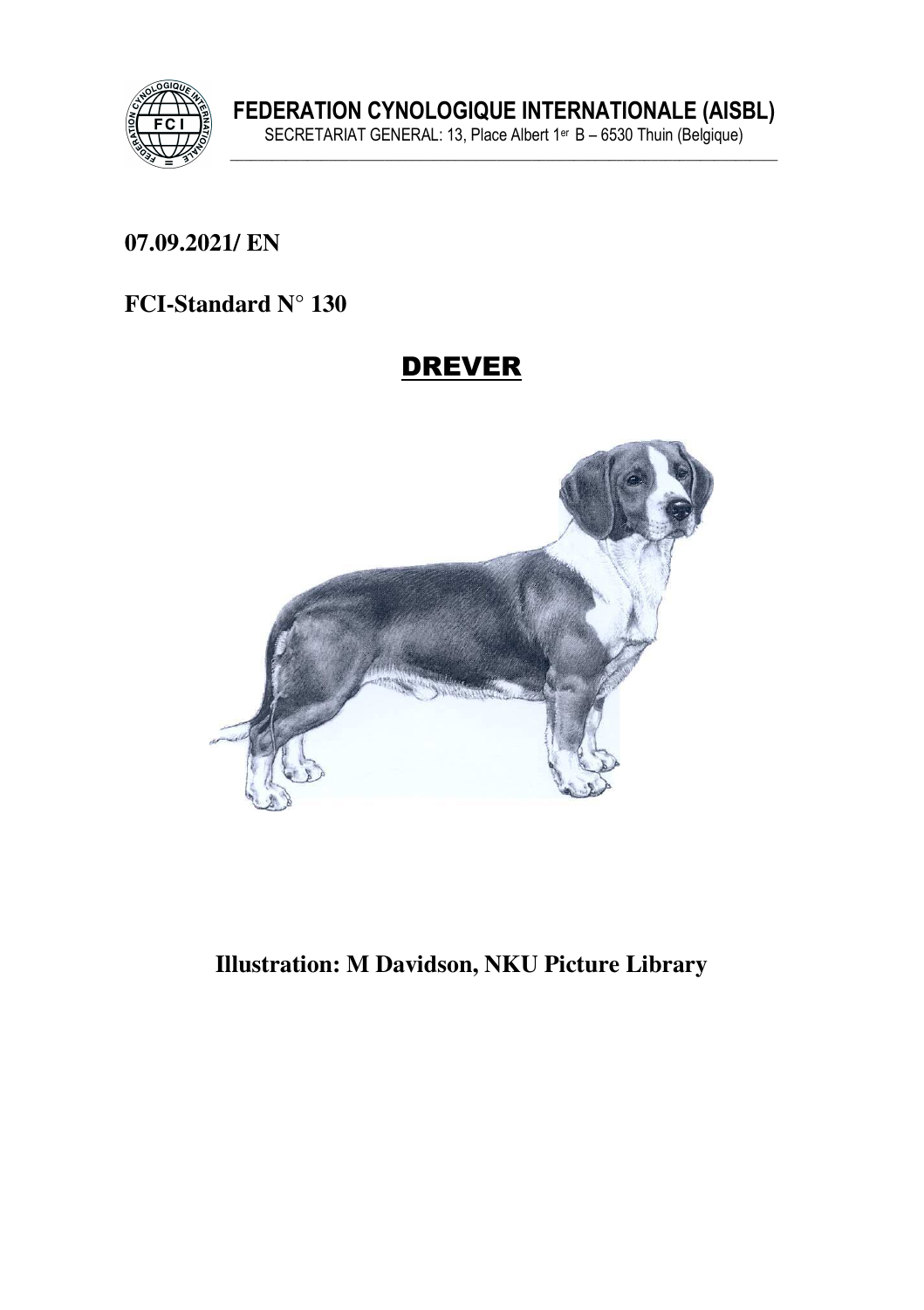**FEDERATION CYNOLOGIQUE INTERNATIONALE (AISBL)**
SECRETARIAT GENERAL: 13, Place Albert 1er B – 6530 Thuin (Belgique)

**07.09.2021/ EN**

**FCI-Standard N° 130**

# DREVER

**Illustration: M Davidson, NKU Picture Library**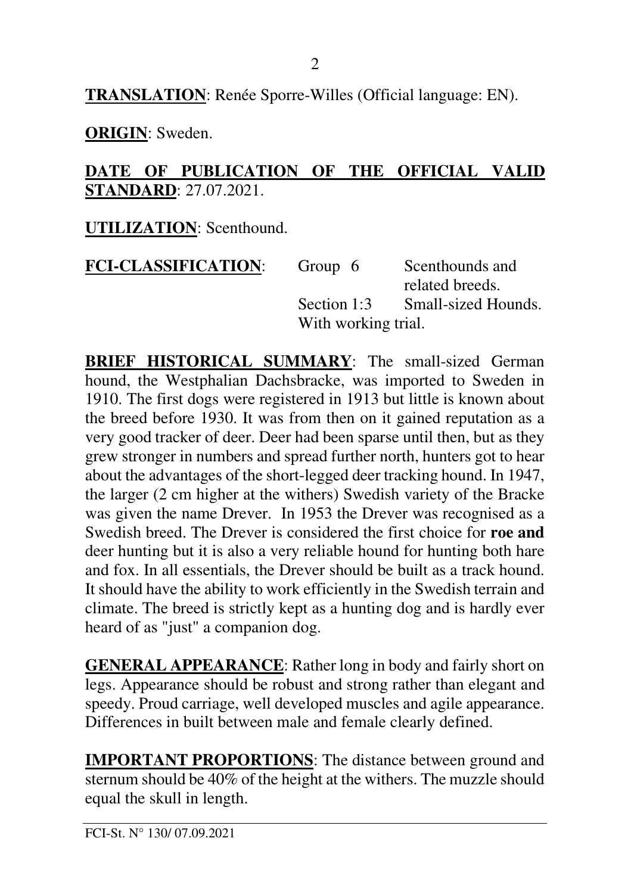**TRANSLATION**: Renée Sporre-Willes (Official language: EN).

**ORIGIN**: Sweden.

**DATE OF PUBLICATION OF THE OFFICIAL VALID STANDARD**: 27.07.2021.

**UTILIZATION**: Scenthound.

**FCI-CLASSIFICATION**: Group 6 Scenthounds and related breeds.
Section 1:3 Small-sized Hounds.
With working trial.

**BRIEF HISTORICAL SUMMARY**: The small-sized German hound, the Westphalian Dachsbracke, was imported to Sweden in 1910. The first dogs were registered in 1913 but little is known about the breed before 1930. It was from then on it gained reputation as a very good tracker of deer. Deer had been sparse until then, but as they grew stronger in numbers and spread further north, hunters got to hear about the advantages of the short-legged deer tracking hound. In 1947, the larger (2 cm higher at the withers) Swedish variety of the Bracke was given the name Drever. In 1953 the Drever was recognised as a Swedish breed. The Drever is considered the first choice for **roe and** deer hunting but it is also a very reliable hound for hunting both hare and fox. In all essentials, the Drever should be built as a track hound. It should have the ability to work efficiently in the Swedish terrain and climate. The breed is strictly kept as a hunting dog and is hardly ever heard of as "just" a companion dog.

**GENERAL APPEARANCE**: Rather long in body and fairly short on legs. Appearance should be robust and strong rather than elegant and speedy. Proud carriage, well developed muscles and agile appearance. Differences in built between male and female clearly defined.

**IMPORTANT PROPORTIONS**: The distance between ground and sternum should be 40% of the height at the withers. The muzzle should equal the skull in length.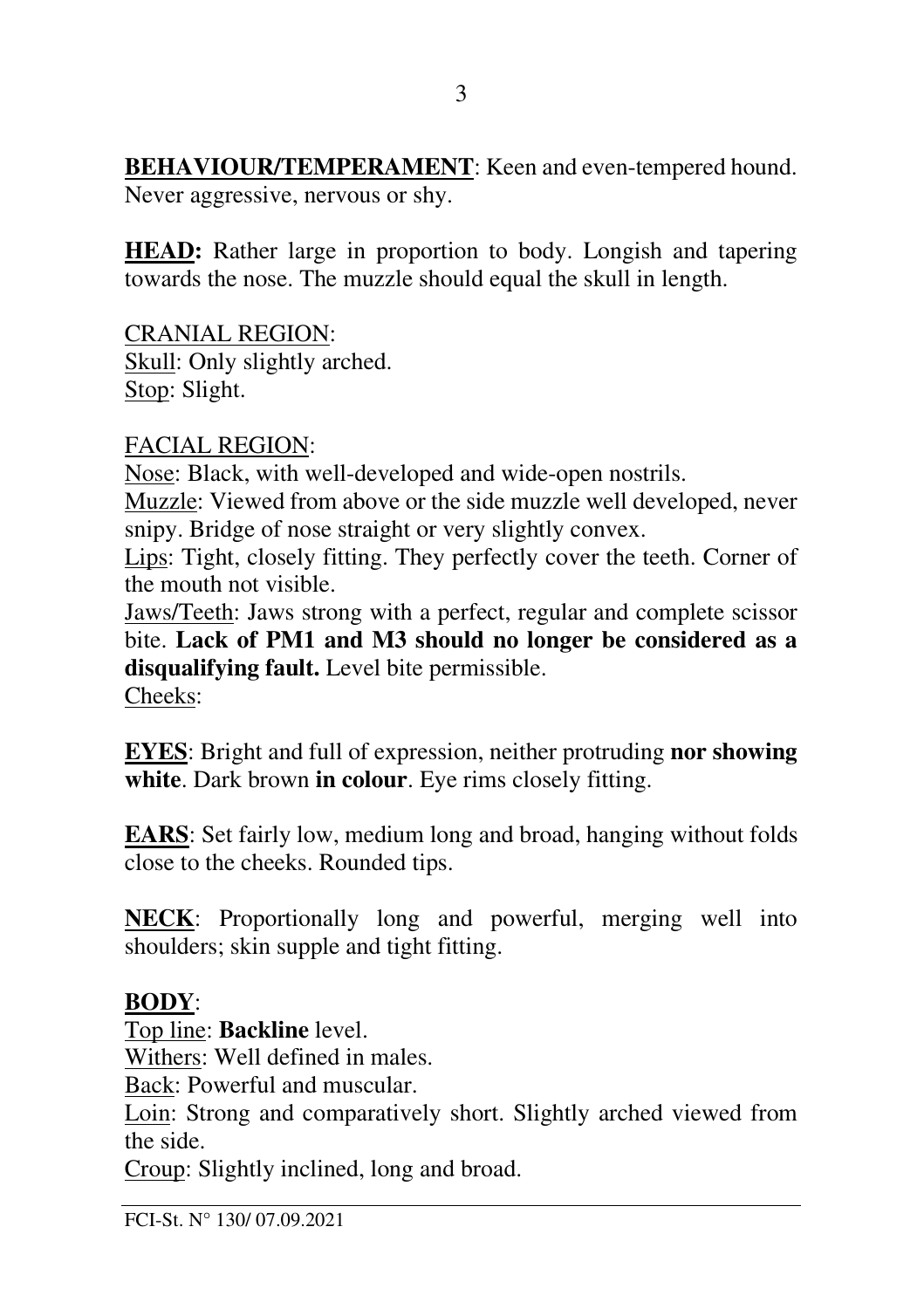**BEHAVIOUR/TEMPERAMENT**: Keen and even-tempered hound. Never aggressive, nervous or shy.

**HEAD:** Rather large in proportion to body. Longish and tapering towards the nose. The muzzle should equal the skull in length.

CRANIAL REGION:
Skull: Only slightly arched.
Stop: Slight.

FACIAL REGION:
Nose: Black, with well-developed and wide-open nostrils.
Muzzle: Viewed from above or the side muzzle well developed, never snipy. Bridge of nose straight or very slightly convex.
Lips: Tight, closely fitting. They perfectly cover the teeth. Corner of the mouth not visible.
Jaws/Teeth: Jaws strong with a perfect, regular and complete scissor bite. **Lack of PM1 and M3 should no longer be considered as a disqualifying fault.** Level bite permissible.
Cheeks:

**EYES**: Bright and full of expression, neither protruding **nor showing white**. Dark brown **in colour**. Eye rims closely fitting.

**EARS**: Set fairly low, medium long and broad, hanging without folds close to the cheeks. Rounded tips.

**NECK**: Proportionally long and powerful, merging well into shoulders; skin supple and tight fitting.

**BODY**:
Top line: **Backline** level.
Withers: Well defined in males.
Back: Powerful and muscular.
Loin: Strong and comparatively short. Slightly arched viewed from the side.
Croup: Slightly inclined, long and broad.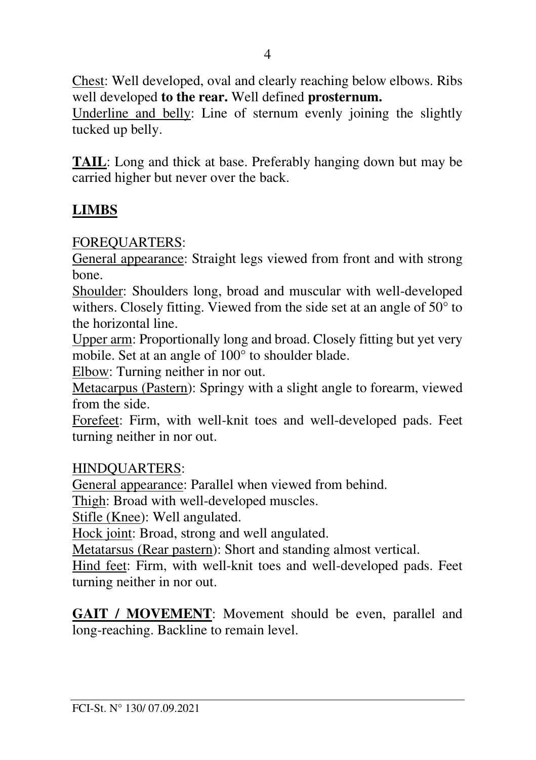Chest: Well developed, oval and clearly reaching below elbows. Ribs well developed **to the rear.** Well defined **prosternum.**

Underline and belly: Line of sternum evenly joining the slightly tucked up belly.

**TAIL**: Long and thick at base. Preferably hanging down but may be carried higher but never over the back.

## LIMBS

FOREQUARTERS:

General appearance: Straight legs viewed from front and with strong bone.

Shoulder: Shoulders long, broad and muscular with well-developed withers. Closely fitting. Viewed from the side set at an angle of 50° to the horizontal line.

Upper arm: Proportionally long and broad. Closely fitting but yet very mobile. Set at an angle of 100° to shoulder blade.

Elbow: Turning neither in nor out.

Metacarpus (Pastern): Springy with a slight angle to forearm, viewed from the side.

Forefeet: Firm, with well-knit toes and well-developed pads. Feet turning neither in nor out.

HINDQUARTERS:

General appearance: Parallel when viewed from behind.

Thigh: Broad with well-developed muscles.

Stifle (Knee): Well angulated.

Hock joint: Broad, strong and well angulated.

Metatarsus (Rear pastern): Short and standing almost vertical.

Hind feet: Firm, with well-knit toes and well-developed pads. Feet turning neither in nor out.

**GAIT / MOVEMENT**: Movement should be even, parallel and long-reaching. Backline to remain level.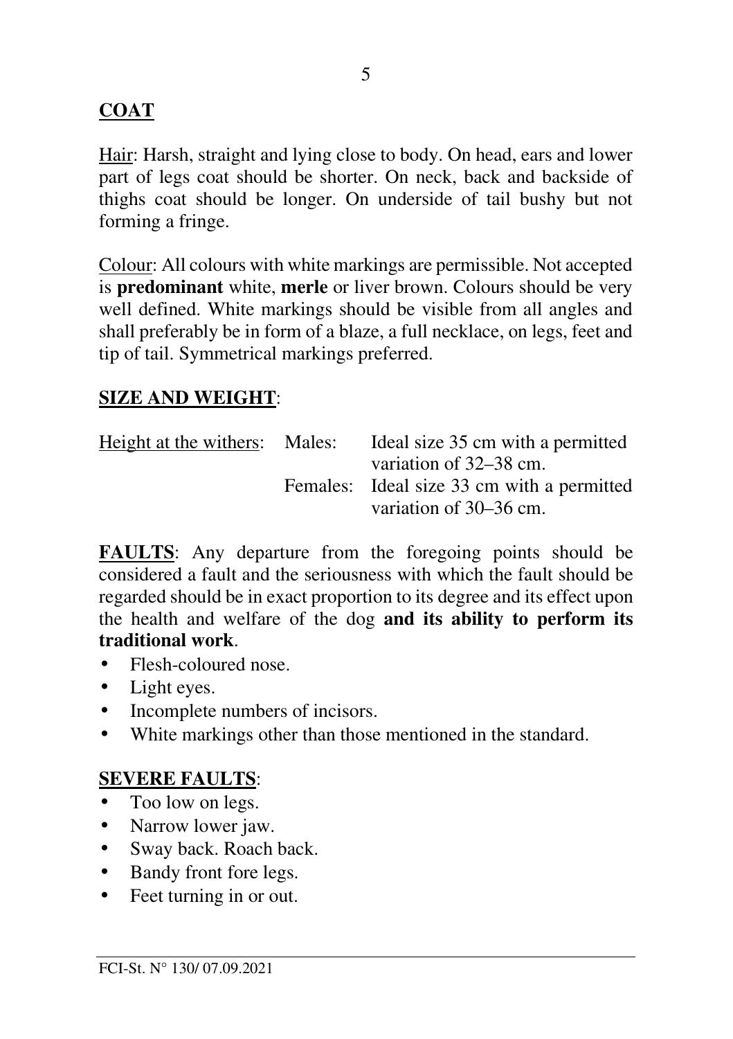**COAT**

Hair: Harsh, straight and lying close to body. On head, ears and lower part of legs coat should be shorter. On neck, back and backside of thighs coat should be longer. On underside of tail bushy but not forming a fringe.

Colour: All colours with white markings are permissible. Not accepted is **predominant** white, **merle** or liver brown. Colours should be very well defined. White markings should be visible from all angles and shall preferably be in form of a blaze, a full necklace, on legs, feet and tip of tail. Symmetrical markings preferred.

**SIZE AND WEIGHT**:

Height at the withers:
- Males: Ideal size 35 cm with a permitted variation of 32–38 cm.
- Females: Ideal size 33 cm with a permitted variation of 30–36 cm.

**FAULTS**: Any departure from the foregoing points should be considered a fault and the seriousness with which the fault should be regarded should be in exact proportion to its degree and its effect upon the health and welfare of the dog **and its ability to perform its traditional work**.

- Flesh-coloured nose.
- Light eyes.
- Incomplete numbers of incisors.
- White markings other than those mentioned in the standard.

**SEVERE FAULTS**:

- Too low on legs.
- Narrow lower jaw.
- Sway back. Roach back.
- Bandy front fore legs.
- Feet turning in or out.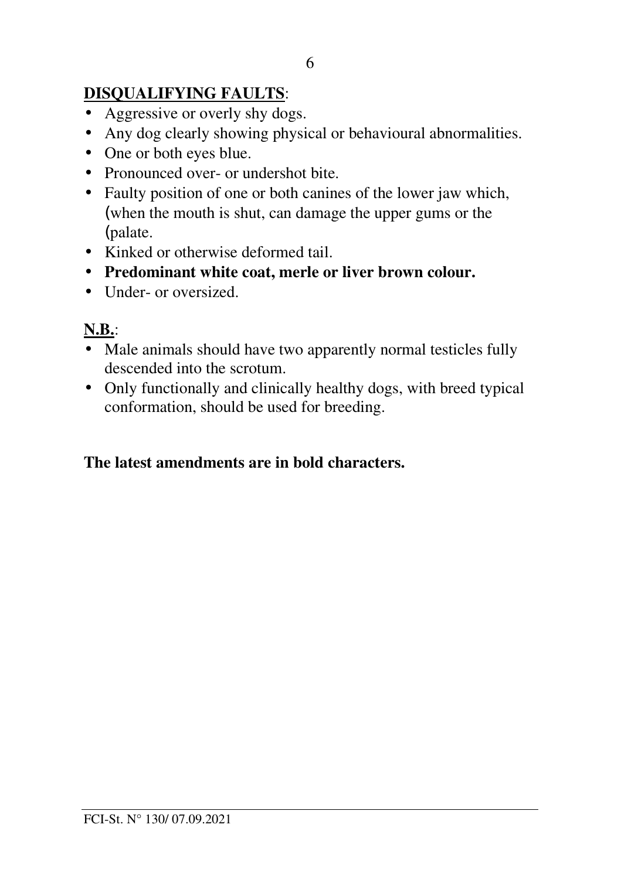**DISQUALIFYING FAULTS**:

- Aggressive or overly shy dogs.
- Any dog clearly showing physical or behavioural abnormalities.
- One or both eyes blue.
- Pronounced over- or undershot bite.
- Faulty position of one or both canines of the lower jaw which, (when the mouth is shut, can damage the upper gums or the (palate.
- Kinked or otherwise deformed tail.
- **Predominant white coat, merle or liver brown colour.**
- Under- or oversized.

**N.B.**:

- Male animals should have two apparently normal testicles fully descended into the scrotum.
- Only functionally and clinically healthy dogs, with breed typical conformation, should be used for breeding.

**The latest amendments are in bold characters.**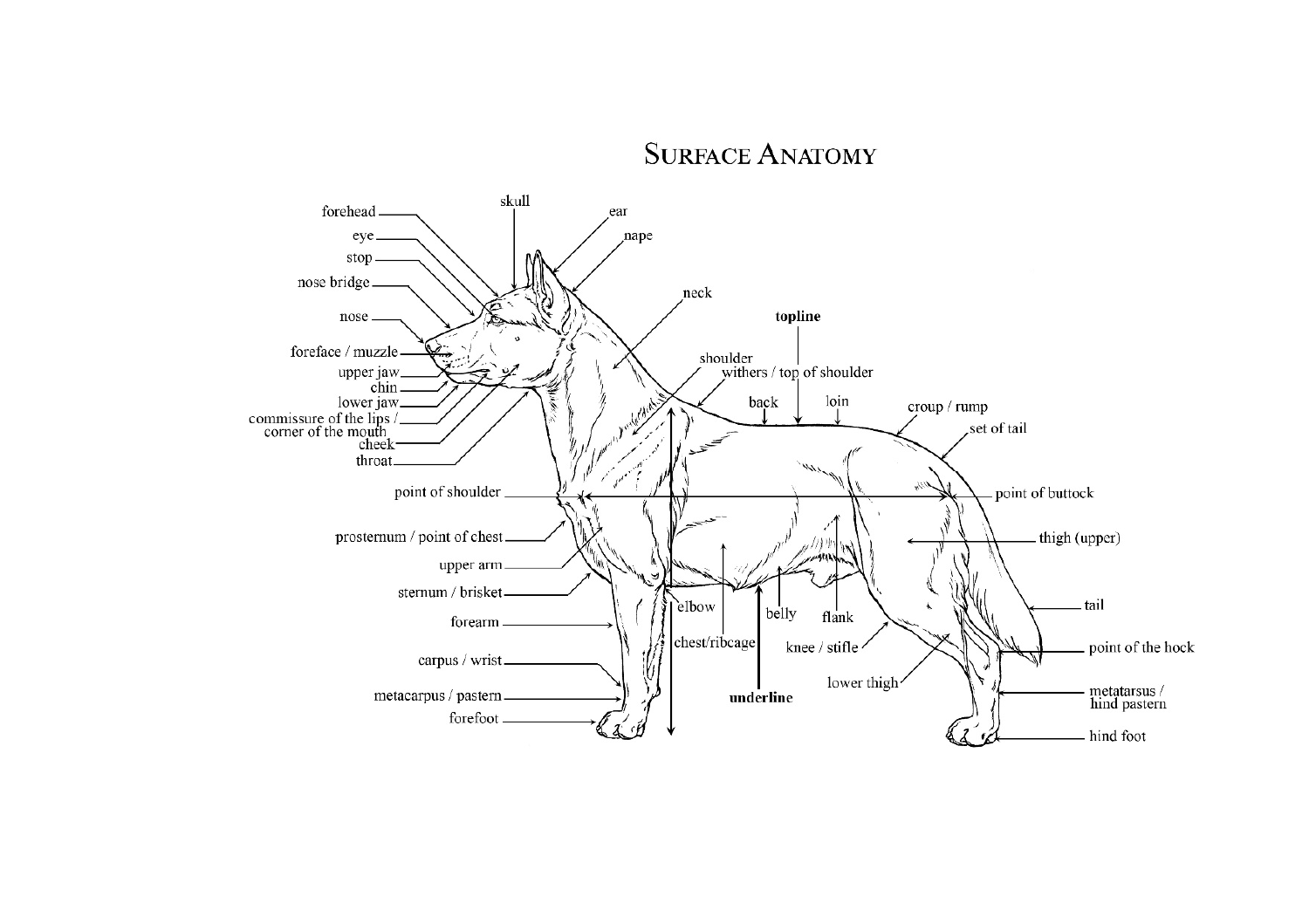# Surface Anatomy

forehead
skull
ear
nape
eye
stop
nose bridge
nose
neck
topline
foreface / muzzle
upper jaw
chin
lower jaw
commissure of the lips / corner of the mouth
cheek
throat
shoulder
withers / top of shoulder
back
loin
croup / rump
set of tail
point of shoulder
point of buttock
prosternum / point of chest
thigh (upper)
upper arm
sternum / brisket
elbow
belly
flank
tail
forearm
chest/ribcage
knee / stifle
point of the hock
carpus / wrist
lower thigh
metacarpus / pastern
underline
metatarsus / hind pastern
forefoot
hind foot